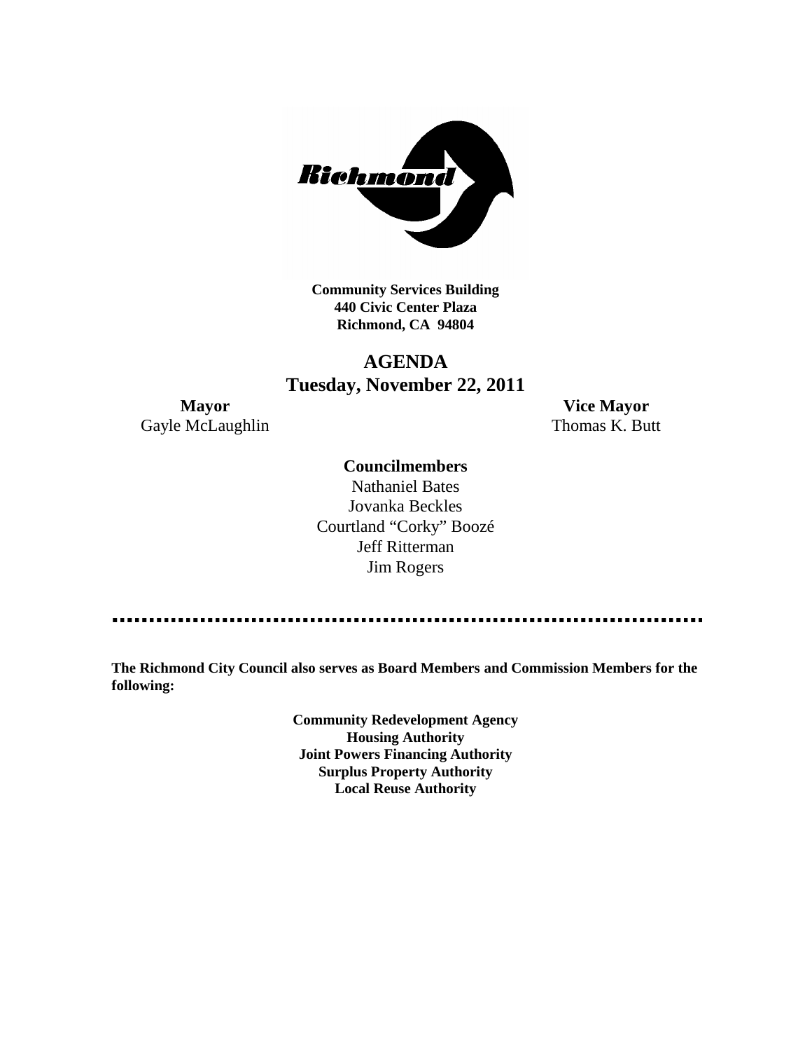**Community Services Building**
**440 Civic Center Plaza**
**Richmond, CA 94804**

# AGENDA
## Tuesday, November 22, 2011

**Mayor**
Gayle McLaughlin

**Vice Mayor**
Thomas K. Butt

**Councilmembers**

Nathaniel Bates
Jovanka Beckles
Courtland "Corky" Boozé
Jeff Ritterman
Jim Rogers

**The Richmond City Council also serves as Board Members and Commission Members for the following:**

**Community Redevelopment Agency**
**Housing Authority**
**Joint Powers Financing Authority**
**Surplus Property Authority**
**Local Reuse Authority**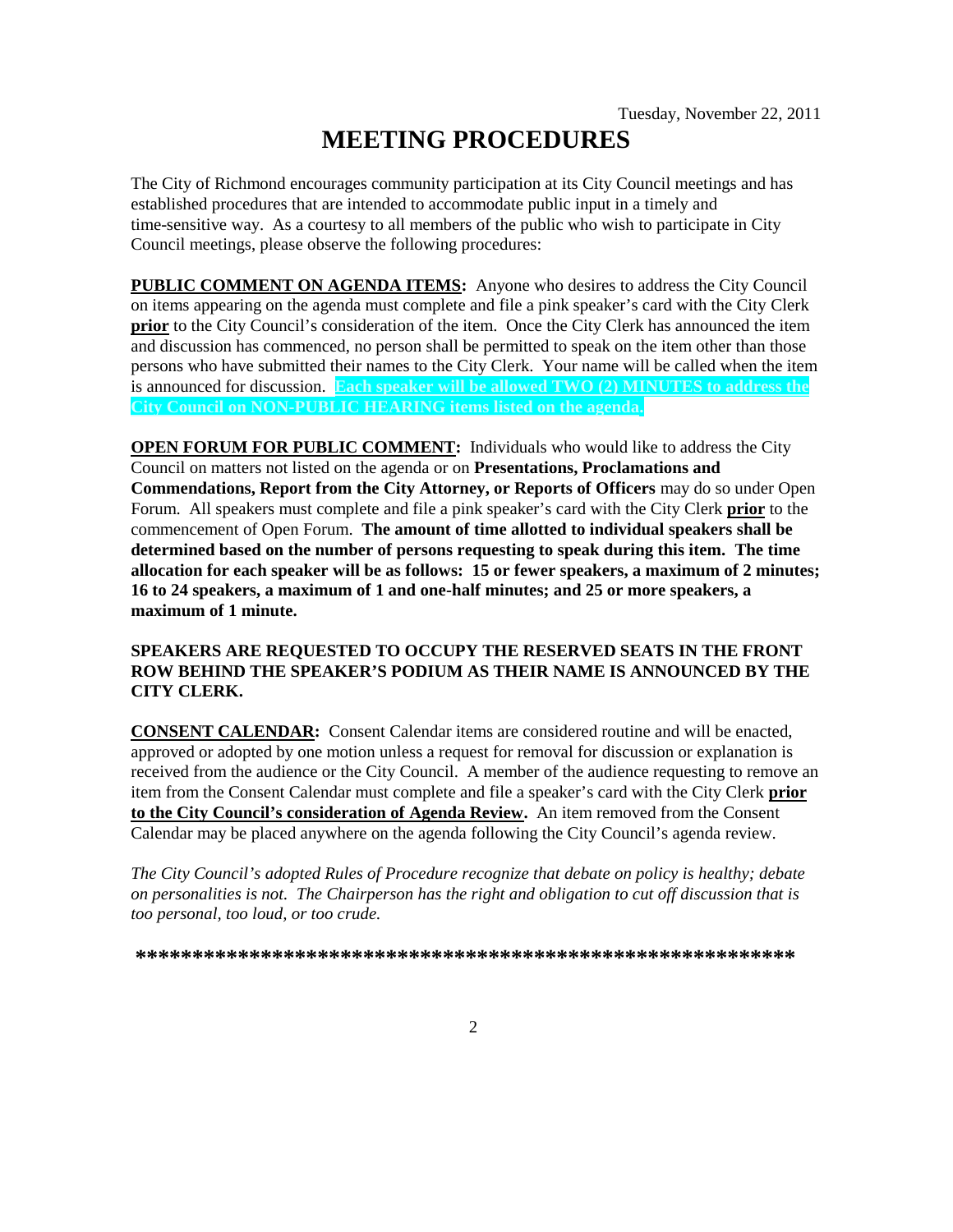Tuesday, November 22, 2011

# MEETING PROCEDURES

The City of Richmond encourages community participation at its City Council meetings and has established procedures that are intended to accommodate public input in a timely and time-sensitive way. As a courtesy to all members of the public who wish to participate in City Council meetings, please observe the following procedures:

**PUBLIC COMMENT ON AGENDA ITEMS:** Anyone who desires to address the City Council on items appearing on the agenda must complete and file a pink speaker's card with the City Clerk **prior** to the City Council's consideration of the item. Once the City Clerk has announced the item and discussion has commenced, no person shall be permitted to speak on the item other than those persons who have submitted their names to the City Clerk. Your name will be called when the item is announced for discussion. **Each speaker will be allowed TWO (2) MINUTES to address the City Council on NON-PUBLIC HEARING items listed on the agenda.**

**OPEN FORUM FOR PUBLIC COMMENT:** Individuals who would like to address the City Council on matters not listed on the agenda or on **Presentations, Proclamations and Commendations, Report from the City Attorney, or Reports of Officers** may do so under Open Forum. All speakers must complete and file a pink speaker's card with the City Clerk **prior** to the commencement of Open Forum. **The amount of time allotted to individual speakers shall be determined based on the number of persons requesting to speak during this item. The time allocation for each speaker will be as follows: 15 or fewer speakers, a maximum of 2 minutes; 16 to 24 speakers, a maximum of 1 and one-half minutes; and 25 or more speakers, a maximum of 1 minute.**

**SPEAKERS ARE REQUESTED TO OCCUPY THE RESERVED SEATS IN THE FRONT ROW BEHIND THE SPEAKER'S PODIUM AS THEIR NAME IS ANNOUNCED BY THE CITY CLERK.**

**CONSENT CALENDAR:** Consent Calendar items are considered routine and will be enacted, approved or adopted by one motion unless a request for removal for discussion or explanation is received from the audience or the City Council. A member of the audience requesting to remove an item from the Consent Calendar must complete and file a speaker's card with the City Clerk **prior to the City Council's consideration of Agenda Review.** An item removed from the Consent Calendar may be placed anywhere on the agenda following the City Council's agenda review.

*The City Council's adopted Rules of Procedure recognize that debate on policy is healthy; debate on personalities is not. The Chairperson has the right and obligation to cut off discussion that is too personal, too loud, or too crude.*

**************************************************************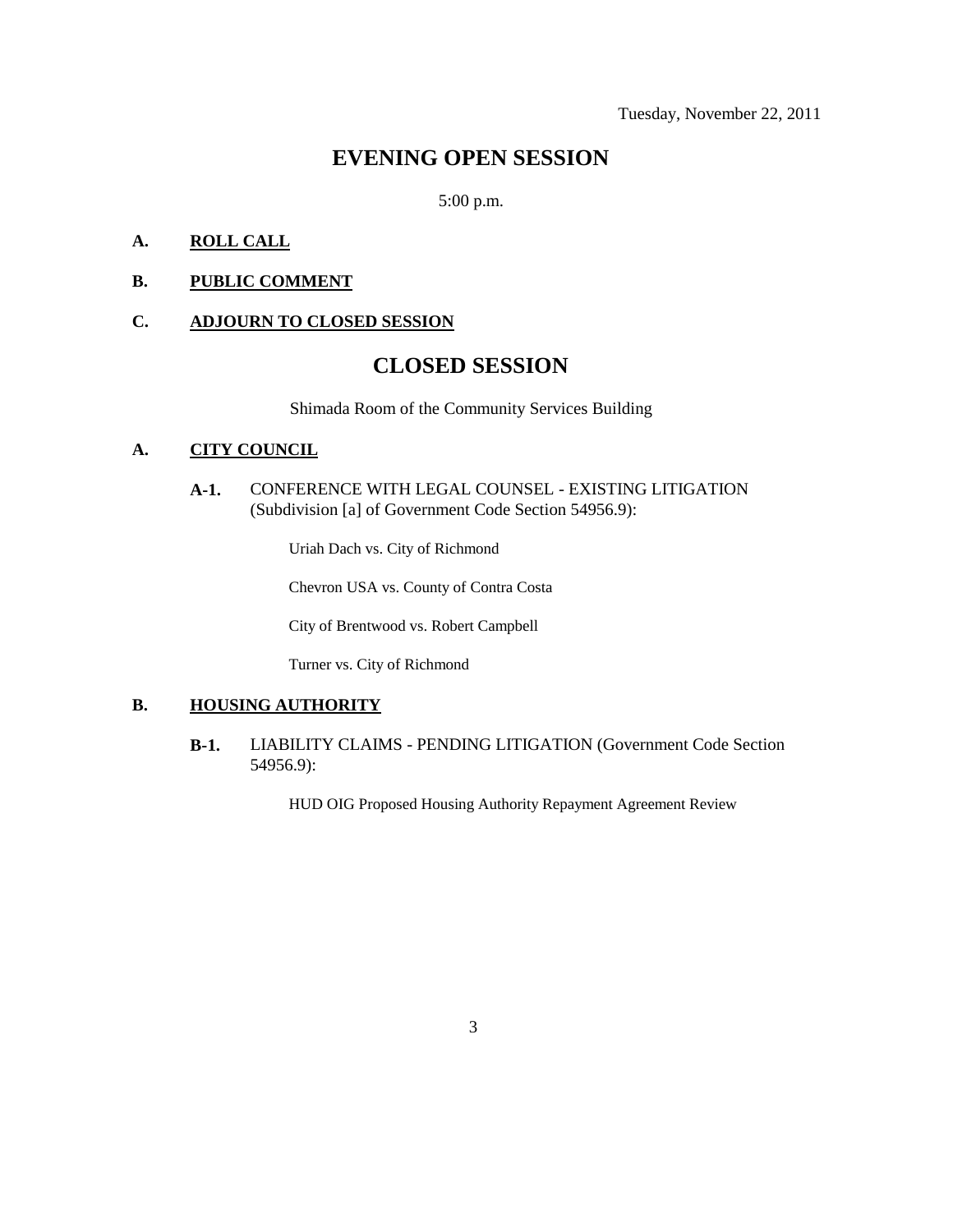Tuesday, November 22, 2011

# EVENING OPEN SESSION

5:00 p.m.

**A. ROLL CALL**

**B. PUBLIC COMMENT**

**C. ADJOURN TO CLOSED SESSION**

# CLOSED SESSION

Shimada Room of the Community Services Building

**A. CITY COUNCIL**

**A-1.** CONFERENCE WITH LEGAL COUNSEL - EXISTING LITIGATION (Subdivision [a] of Government Code Section 54956.9):

Uriah Dach vs. City of Richmond

Chevron USA vs. County of Contra Costa

City of Brentwood vs. Robert Campbell

Turner vs. City of Richmond

**B. HOUSING AUTHORITY**

**B-1.** LIABILITY CLAIMS - PENDING LITIGATION (Government Code Section 54956.9):

HUD OIG Proposed Housing Authority Repayment Agreement Review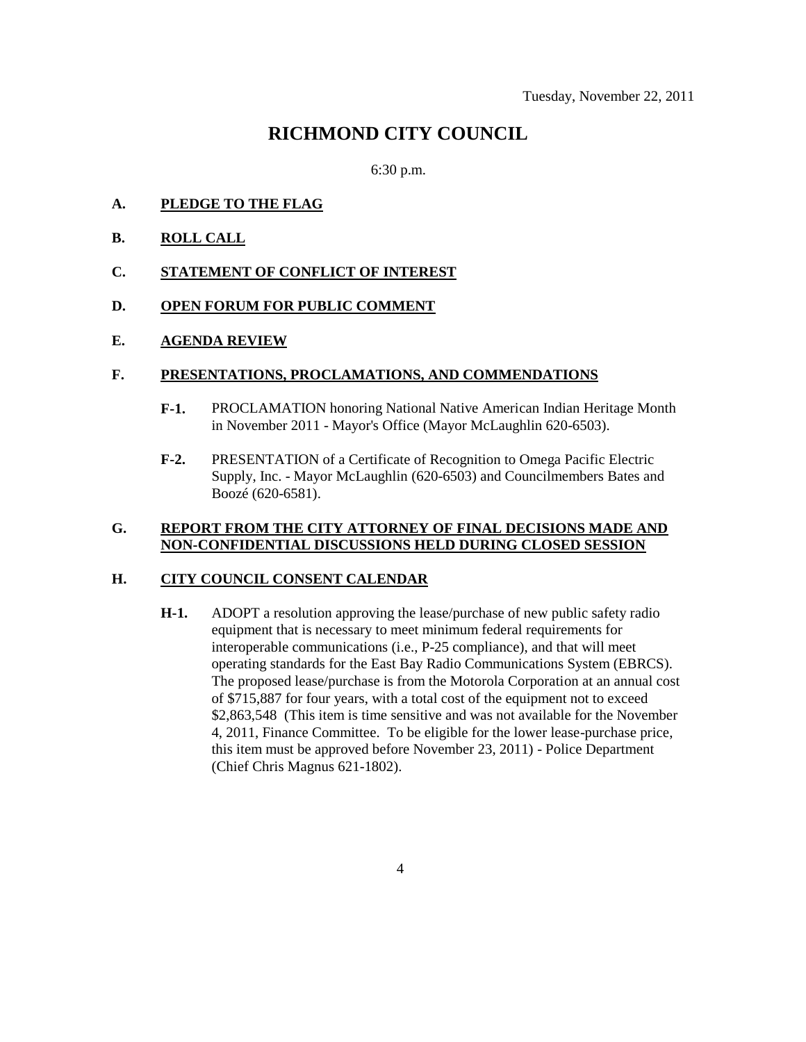Tuesday, November 22, 2011

# RICHMOND CITY COUNCIL

6:30 p.m.

**A. PLEDGE TO THE FLAG**

**B. ROLL CALL**

**C. STATEMENT OF CONFLICT OF INTEREST**

**D. OPEN FORUM FOR PUBLIC COMMENT**

**E. AGENDA REVIEW**

**F. PRESENTATIONS, PROCLAMATIONS, AND COMMENDATIONS**

**F-1.** PROCLAMATION honoring National Native American Indian Heritage Month in November 2011 - Mayor's Office (Mayor McLaughlin 620-6503).

**F-2.** PRESENTATION of a Certificate of Recognition to Omega Pacific Electric Supply, Inc. - Mayor McLaughlin (620-6503) and Councilmembers Bates and Boozé (620-6581).

**G. REPORT FROM THE CITY ATTORNEY OF FINAL DECISIONS MADE AND NON-CONFIDENTIAL DISCUSSIONS HELD DURING CLOSED SESSION**

**H. CITY COUNCIL CONSENT CALENDAR**

**H-1.** ADOPT a resolution approving the lease/purchase of new public safety radio equipment that is necessary to meet minimum federal requirements for interoperable communications (i.e., P-25 compliance), and that will meet operating standards for the East Bay Radio Communications System (EBRCS). The proposed lease/purchase is from the Motorola Corporation at an annual cost of $715,887 for four years, with a total cost of the equipment not to exceed $2,863,548 (This item is time sensitive and was not available for the November 4, 2011, Finance Committee. To be eligible for the lower lease-purchase price, this item must be approved before November 23, 2011) - Police Department (Chief Chris Magnus 621-1802).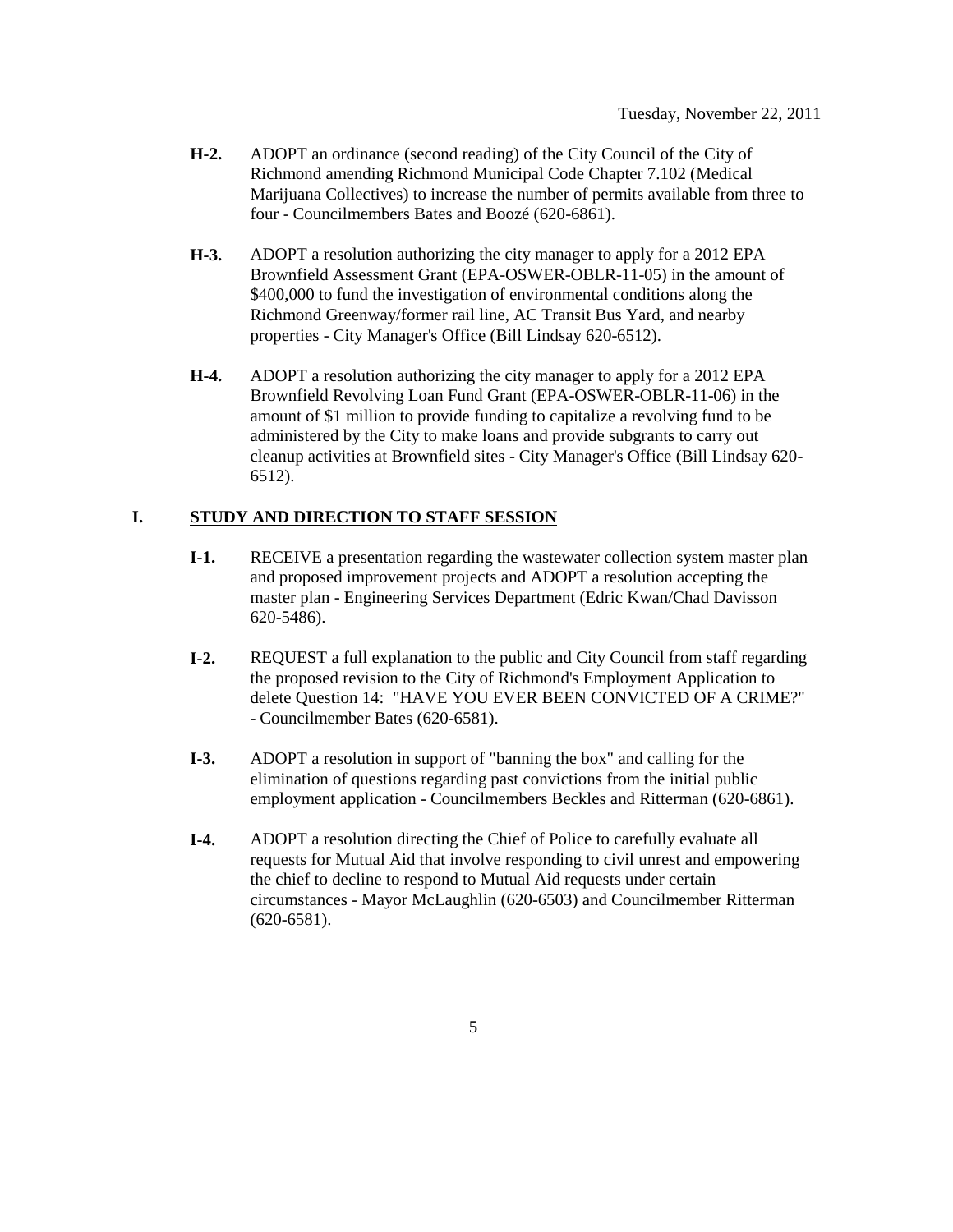**H-2.** ADOPT an ordinance (second reading) of the City Council of the City of Richmond amending Richmond Municipal Code Chapter 7.102 (Medical Marijuana Collectives) to increase the number of permits available from three to four - Councilmembers Bates and Boozé (620-6861).

**H-3.** ADOPT a resolution authorizing the city manager to apply for a 2012 EPA Brownfield Assessment Grant (EPA-OSWER-OBLR-11-05) in the amount of $400,000 to fund the investigation of environmental conditions along the Richmond Greenway/former rail line, AC Transit Bus Yard, and nearby properties - City Manager's Office (Bill Lindsay 620-6512).

**H-4.** ADOPT a resolution authorizing the city manager to apply for a 2012 EPA Brownfield Revolving Loan Fund Grant (EPA-OSWER-OBLR-11-06) in the amount of $1 million to provide funding to capitalize a revolving fund to be administered by the City to make loans and provide subgrants to carry out cleanup activities at Brownfield sites - City Manager's Office (Bill Lindsay 620-6512).

## I. STUDY AND DIRECTION TO STAFF SESSION

**I-1.** RECEIVE a presentation regarding the wastewater collection system master plan and proposed improvement projects and ADOPT a resolution accepting the master plan - Engineering Services Department (Edric Kwan/Chad Davisson 620-5486).

**I-2.** REQUEST a full explanation to the public and City Council from staff regarding the proposed revision to the City of Richmond's Employment Application to delete Question 14: "HAVE YOU EVER BEEN CONVICTED OF A CRIME?" - Councilmember Bates (620-6581).

**I-3.** ADOPT a resolution in support of "banning the box" and calling for the elimination of questions regarding past convictions from the initial public employment application - Councilmembers Beckles and Ritterman (620-6861).

**I-4.** ADOPT a resolution directing the Chief of Police to carefully evaluate all requests for Mutual Aid that involve responding to civil unrest and empowering the chief to decline to respond to Mutual Aid requests under certain circumstances - Mayor McLaughlin (620-6503) and Councilmember Ritterman (620-6581).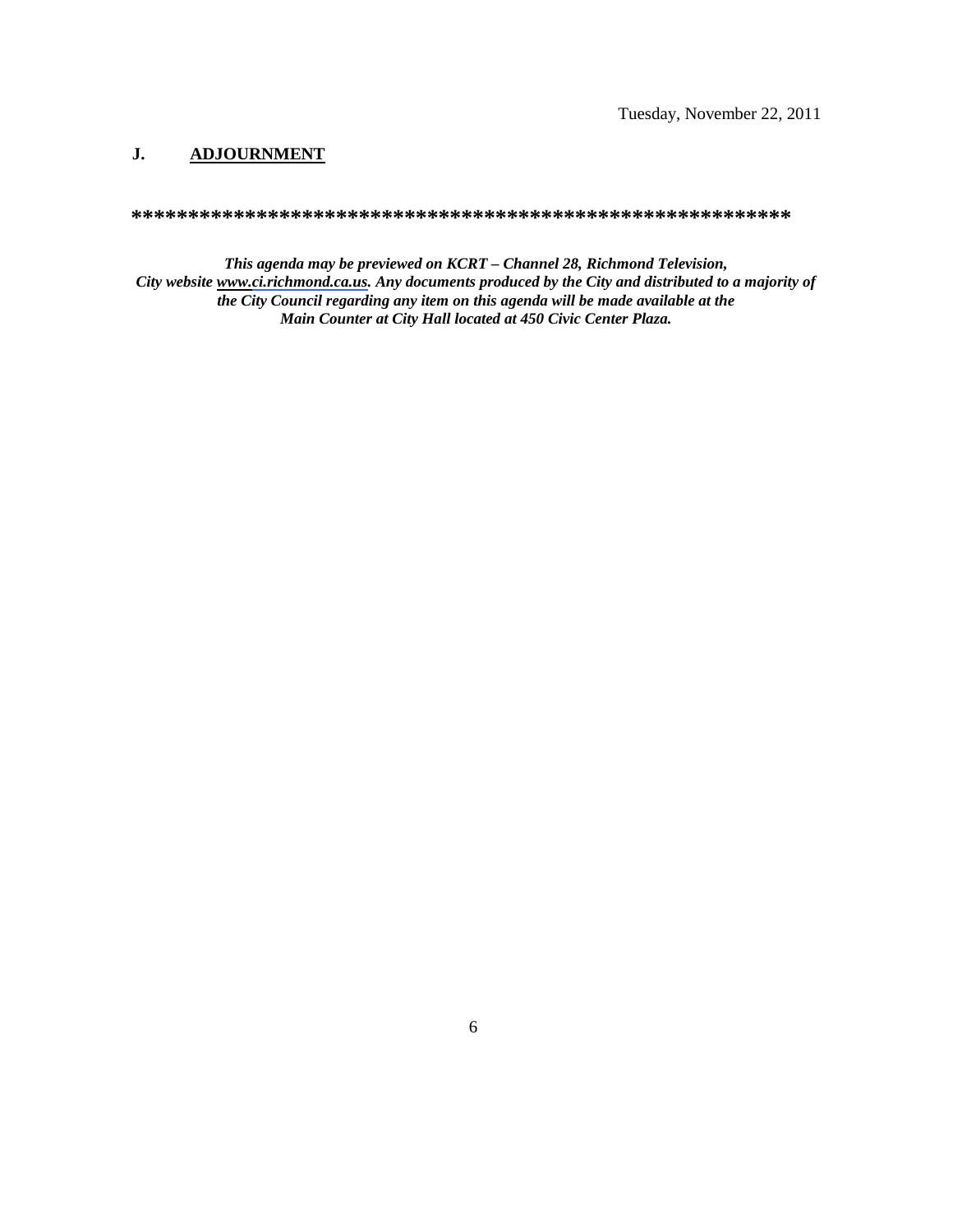Tuesday, November 22, 2011

## J. ADJOURNMENT

*************************************************************

***This agenda may be previewed on KCRT – Channel 28, Richmond Television, City website www.ci.richmond.ca.us. Any documents produced by the City and distributed to a majority of the City Council regarding any item on this agenda will be made available at the Main Counter at City Hall located at 450 Civic Center Plaza.***